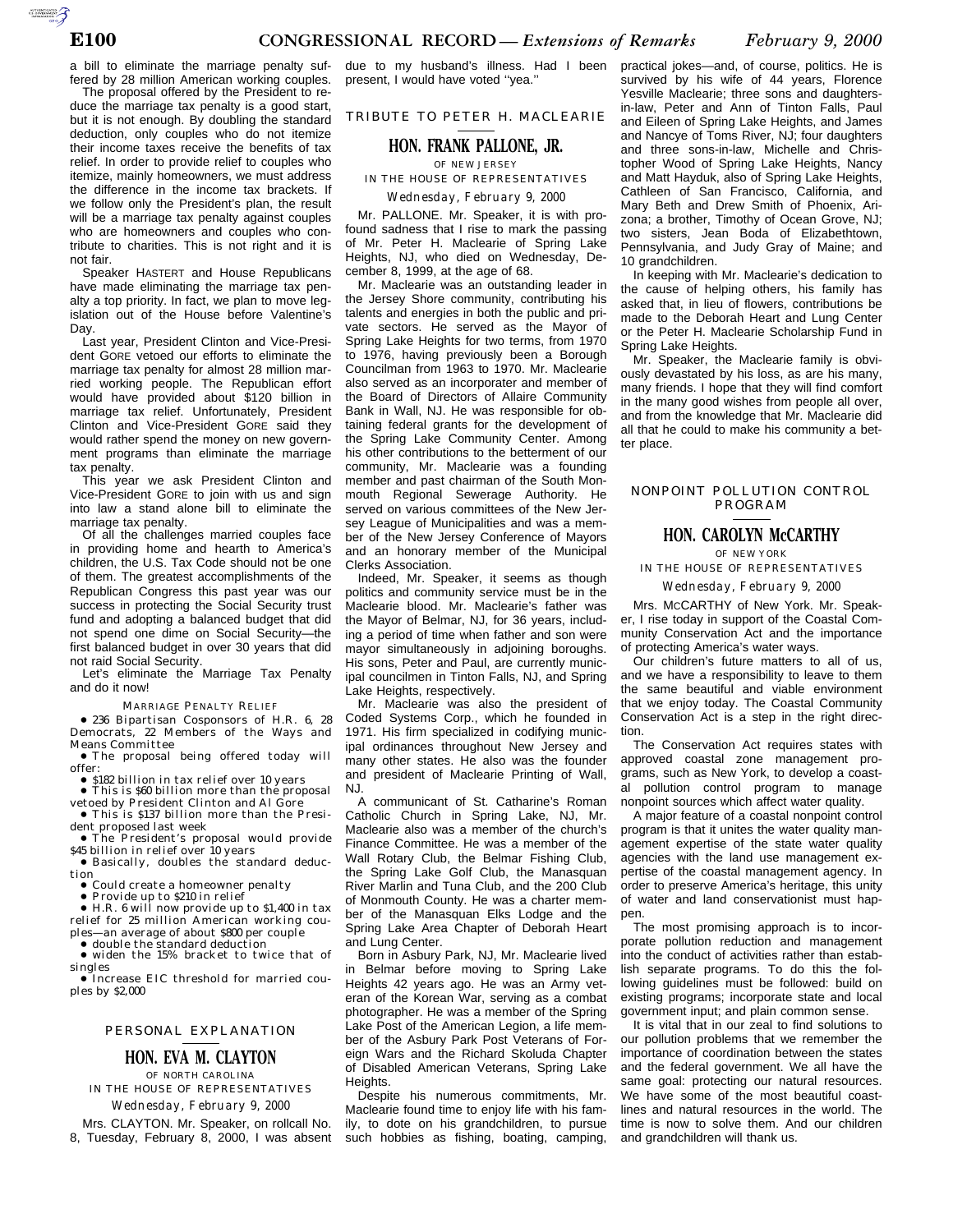a bill to eliminate the marriage penalty suffered by 28 million American working couples.

The proposal offered by the President to reduce the marriage tax penalty is a good start, but it is not enough. By doubling the standard deduction, only couples who do not itemize their income taxes receive the benefits of tax relief. In order to provide relief to couples who itemize, mainly homeowners, we must address the difference in the income tax brackets. If we follow only the President's plan, the result will be a marriage tax penalty against couples who are homeowners and couples who contribute to charities. This is not right and it is not fair.

Speaker HASTERT and House Republicans have made eliminating the marriage tax penalty a top priority. In fact, we plan to move legislation out of the House before Valentine's Day.

Last year, President Clinton and Vice-President GORE vetoed our efforts to eliminate the marriage tax penalty for almost 28 million married working people. The Republican effort would have provided about $120 billion in marriage tax relief. Unfortunately, President Clinton and Vice-President GORE said they would rather spend the money on new government programs than eliminate the marriage tax penalty.

This year we ask President Clinton and Vice-President GORE to join with us and sign into law a stand alone bill to eliminate the marriage tax penalty.

Of all the challenges married couples face in providing home and hearth to America's children, the U.S. Tax Code should not be one of them. The greatest accomplishments of the Republican Congress this past year was our success in protecting the Social Security trust fund and adopting a balanced budget that did not spend one dime on Social Security—the first balanced budget in over 30 years that did not raid Social Security.

Let's eliminate the Marriage Tax Penalty and do it now!

MARRIAGE PENALTY RELIEF

- 236 Bipartisan Cosponsors of H.R. 6, 28 Democrats, 22 Members of the Ways and Means Committee
- The proposal being offered today will offer:
- $182 billion in tax relief over 10 years
- This is $60 billion more than the proposal vetoed by President Clinton and Al Gore
- This is $137 billion more than the President proposed last week
- The President's proposal would provide $45 billion in relief over 10 years
- Basically, doubles the standard deduction
- Could create a homeowner penalty
- Provide up to $210 in relief
- H.R. 6 will now provide up to $1,400 in tax relief for 25 million American working couples—an average of about $800 per couple
- double the standard deduction
- widen the 15% bracket to twice that of singles
- Increase EIC threshold for married couples by $2,000

## PERSONAL EXPLANATION

### HON. EVA M. CLAYTON

OF NORTH CAROLINA

IN THE HOUSE OF REPRESENTATIVES

*Wednesday, February 9, 2000*

Mrs. CLAYTON. Mr. Speaker, on rollcall No. 8, Tuesday, February 8, 2000, I was absent due to my husband's illness. Had I been present, I would have voted ''yea.''

## TRIBUTE TO PETER H. MACLEARIE

### HON. FRANK PALLONE, JR.

OF NEW JERSEY

IN THE HOUSE OF REPRESENTATIVES

*Wednesday, February 9, 2000*

Mr. PALLONE. Mr. Speaker, it is with profound sadness that I rise to mark the passing of Mr. Peter H. Maclearie of Spring Lake Heights, NJ, who died on Wednesday, December 8, 1999, at the age of 68.

Mr. Maclearie was an outstanding leader in the Jersey Shore community, contributing his talents and energies in both the public and private sectors. He served as the Mayor of Spring Lake Heights for two terms, from 1970 to 1976, having previously been a Borough Councilman from 1963 to 1970. Mr. Maclearie also served as an incorporater and member of the Board of Directors of Allaire Community Bank in Wall, NJ. He was responsible for obtaining federal grants for the development of the Spring Lake Community Center. Among his other contributions to the betterment of our community, Mr. Maclearie was a founding member and past chairman of the South Monmouth Regional Sewerage Authority. He served on various committees of the New Jersey League of Municipalities and was a member of the New Jersey Conference of Mayors and an honorary member of the Municipal Clerks Association.

Indeed, Mr. Speaker, it seems as though politics and community service must be in the Maclearie blood. Mr. Maclearie's father was the Mayor of Belmar, NJ, for 36 years, including a period of time when father and son were mayor simultaneously in adjoining boroughs. His sons, Peter and Paul, are currently municipal councilmen in Tinton Falls, NJ, and Spring Lake Heights, respectively.

Mr. Maclearie was also the president of Coded Systems Corp., which he founded in 1971. His firm specialized in codifying municipal ordinances throughout New Jersey and many other states. He also was the founder and president of Maclearie Printing of Wall, NJ.

A communicant of St. Catharine's Roman Catholic Church in Spring Lake, NJ, Mr. Maclearie also was a member of the church's Finance Committee. He was a member of the Wall Rotary Club, the Belmar Fishing Club, the Spring Lake Golf Club, the Manasquan River Marlin and Tuna Club, and the 200 Club of Monmouth County. He was a charter member of the Manasquan Elks Lodge and the Spring Lake Area Chapter of Deborah Heart and Lung Center.

Born in Asbury Park, NJ, Mr. Maclearie lived in Belmar before moving to Spring Lake Heights 42 years ago. He was an Army veteran of the Korean War, serving as a combat photographer. He was a member of the Spring Lake Post of the American Legion, a life member of the Asbury Park Post Veterans of Foreign Wars and the Richard Skoluda Chapter of Disabled American Veterans, Spring Lake Heights.

Despite his numerous commitments, Mr. Maclearie found time to enjoy life with his family, to dote on his grandchildren, to pursue such hobbies as fishing, boating, camping, practical jokes—and, of course, politics. He is survived by his wife of 44 years, Florence Yesville Maclearie; three sons and daughters-in-law, Peter and Ann of Tinton Falls, Paul and Eileen of Spring Lake Heights, and James and Nancye of Toms River, NJ; four daughters and three sons-in-law, Michelle and Christopher Wood of Spring Lake Heights, Nancy and Matt Hayduk, also of Spring Lake Heights, Cathleen of San Francisco, California, and Mary Beth and Drew Smith of Phoenix, Arizona; a brother, Timothy of Ocean Grove, NJ; two sisters, Jean Boda of Elizabethtown, Pennsylvania, and Judy Gray of Maine; and 10 grandchildren.

In keeping with Mr. Maclearie's dedication to the cause of helping others, his family has asked that, in lieu of flowers, contributions be made to the Deborah Heart and Lung Center or the Peter H. Maclearie Scholarship Fund in Spring Lake Heights.

Mr. Speaker, the Maclearie family is obviously devastated by his loss, as are his many, many friends. I hope that they will find comfort in the many good wishes from people all over, and from the knowledge that Mr. Maclearie did all that he could to make his community a better place.

## NONPOINT POLLUTION CONTROL PROGRAM

### HON. CAROLYN McCARTHY

OF NEW YORK

IN THE HOUSE OF REPRESENTATIVES

*Wednesday, February 9, 2000*

Mrs. McCARTHY of New York. Mr. Speaker, I rise today in support of the Coastal Community Conservation Act and the importance of protecting America's water ways.

Our children's future matters to all of us, and we have a responsibility to leave to them the same beautiful and viable environment that we enjoy today. The Coastal Community Conservation Act is a step in the right direction.

The Conservation Act requires states with approved coastal zone management programs, such as New York, to develop a coastal pollution control program to manage nonpoint sources which affect water quality.

A major feature of a coastal nonpoint control program is that it unites the water quality management expertise of the state water quality agencies with the land use management expertise of the coastal management agency. In order to preserve America's heritage, this unity of water and land conservationist must happen.

The most promising approach is to incorporate pollution reduction and management into the conduct of activities rather than establish separate programs. To do this the following guidelines must be followed: build on existing programs; incorporate state and local government input; and plain common sense.

It is vital that in our zeal to find solutions to our pollution problems that we remember the importance of coordination between the states and the federal government. We all have the same goal: protecting our natural resources. We have some of the most beautiful coastlines and natural resources in the world. The time is now to solve them. And our children and grandchildren will thank us.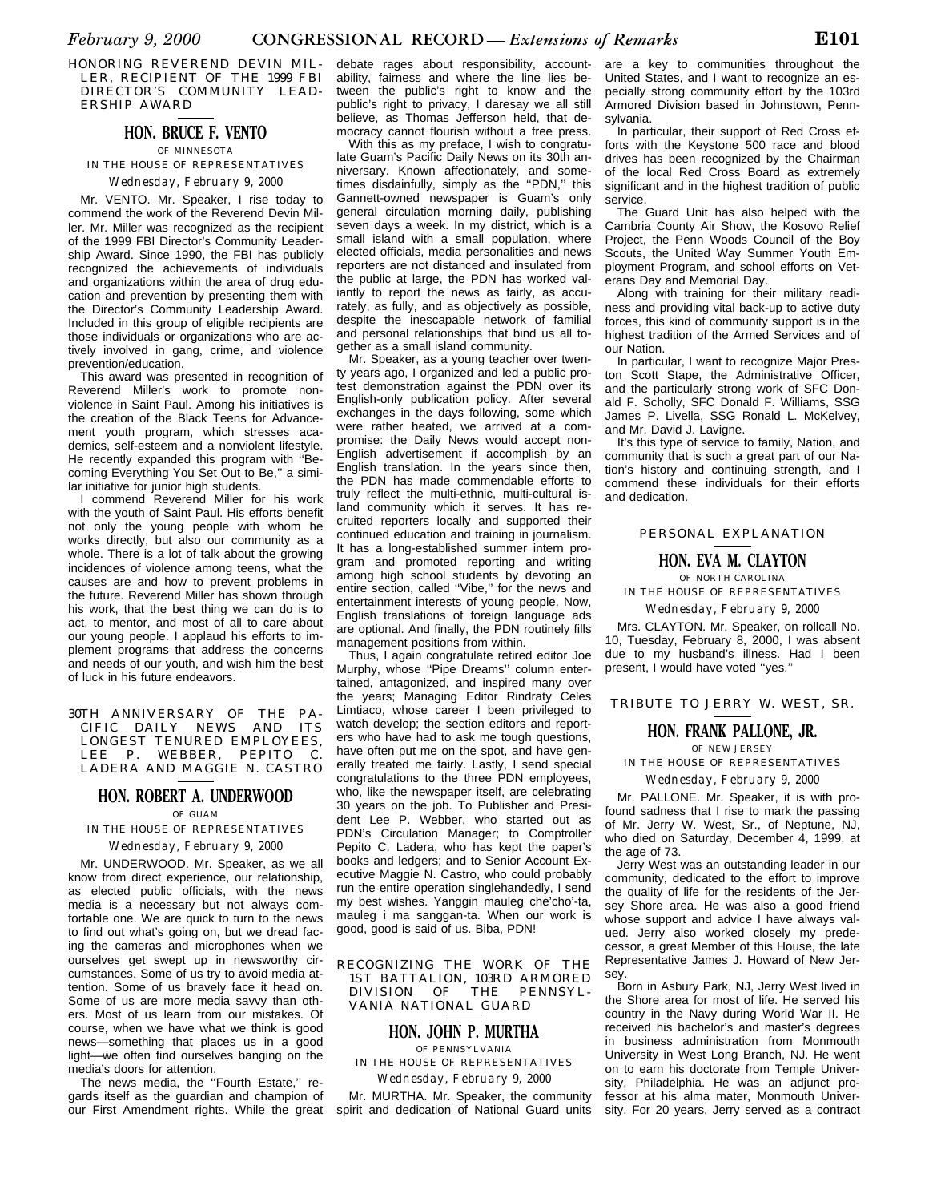## HONORING REVEREND DEVIN MILLER, RECIPIENT OF THE 1999 FBI DIRECTOR'S COMMUNITY LEADERSHIP AWARD

### HON. BRUCE F. VENTO

OF MINNESOTA

IN THE HOUSE OF REPRESENTATIVES

*Wednesday, February 9, 2000*

Mr. VENTO. Mr. Speaker, I rise today to commend the work of the Reverend Devin Miller. Mr. Miller was recognized as the recipient of the 1999 FBI Director's Community Leadership Award. Since 1990, the FBI has publicly recognized the achievements of individuals and organizations within the area of drug education and prevention by presenting them with the Director's Community Leadership Award. Included in this group of eligible recipients are those individuals or organizations who are actively involved in gang, crime, and violence prevention/education.

This award was presented in recognition of Reverend Miller's work to promote nonviolence in Saint Paul. Among his initiatives is the creation of the Black Teens for Advancement youth program, which stresses academics, self-esteem and a nonviolent lifestyle. He recently expanded this program with "Becoming Everything You Set Out to Be," a similar initiative for junior high students.

I commend Reverend Miller for his work with the youth of Saint Paul. His efforts benefit not only the young people with whom he works directly, but also our community as a whole. There is a lot of talk about the growing incidences of violence among teens, what the causes are and how to prevent problems in the future. Reverend Miller has shown through his work, that the best thing we can do is to act, to mentor, and most of all to care about our young people. I applaud his efforts to implement programs that address the concerns and needs of our youth, and wish him the best of luck in his future endeavors.

## 30TH ANNIVERSARY OF THE PACIFIC DAILY NEWS AND ITS LONGEST TENURED EMPLOYEES, LEE P. WEBBER, PEPITO C. LADERA AND MAGGIE N. CASTRO

### HON. ROBERT A. UNDERWOOD

OF GUAM

IN THE HOUSE OF REPRESENTATIVES

*Wednesday, February 9, 2000*

Mr. UNDERWOOD. Mr. Speaker, as we all know from direct experience, our relationship, as elected public officials, with the news media is a necessary but not always comfortable one. We are quick to turn to the news to find out what's going on, but we dread facing the cameras and microphones when we ourselves get swept up in newsworthy circumstances. Some of us try to avoid media attention. Some of us bravely face it head on. Some of us are more media savvy than others. Most of us learn from our mistakes. Of course, when we have what we think is good news—something that places us in a good light—we often find ourselves banging on the media's doors for attention.

The news media, the "Fourth Estate," regards itself as the guardian and champion of our First Amendment rights. While the great debate rages about responsibility, accountability, fairness and where the line lies between the public's right to know and the public's right to privacy, I daresay we all still believe, as Thomas Jefferson held, that democracy cannot flourish without a free press.

With this as my preface, I wish to congratulate Guam's Pacific Daily News on its 30th anniversary. Known affectionately, and sometimes disdainfully, simply as the "PDN," this Gannett-owned newspaper is Guam's only general circulation morning daily, publishing seven days a week. In my district, which is a small island with a small population, where elected officials, media personalities and news reporters are not distanced and insulated from the public at large, the PDN has worked valiantly to report the news as fairly, as accurately, as fully, and as objectively as possible, despite the inescapable network of familial and personal relationships that bind us all together as a small island community.

Mr. Speaker, as a young teacher over twenty years ago, I organized and led a public protest demonstration against the PDN over its English-only publication policy. After several exchanges in the days following, some which were rather heated, we arrived at a compromise: the Daily News would accept non-English advertisement if accomplish by an English translation. In the years since then, the PDN has made commendable efforts to truly reflect the multi-ethnic, multi-cultural island community which it serves. It has recruited reporters locally and supported their continued education and training in journalism. It has a long-established summer intern program and promoted reporting and writing among high school students by devoting an entire section, called "Vibe," for the news and entertainment interests of young people. Now, English translations of foreign language ads are optional. And finally, the PDN routinely fills management positions from within.

Thus, I again congratulate retired editor Joe Murphy, whose "Pipe Dreams" column entertained, antagonized, and inspired many over the years; Managing Editor Rindraty Celes Limtiaco, whose career I been privileged to watch develop; the section editors and reporters who have had to ask me tough questions, have often put me on the spot, and have generally treated me fairly. Lastly, I send special congratulations to the three PDN employees, who, like the newspaper itself, are celebrating 30 years on the job. To Publisher and President Lee P. Webber, who started out as PDN's Circulation Manager; to Comptroller Pepito C. Ladera, who has kept the paper's books and ledgers; and to Senior Account Executive Maggie N. Castro, who could probably run the entire operation singlehandedly, I send my best wishes. Yanggin mauleg che'cho'-ta, mauleg i ma sanggan-ta. When our work is good, good is said of us. Biba, PDN!

## RECOGNIZING THE WORK OF THE 1ST BATTALION, 103RD ARMORED DIVISION OF THE PENNSYLVANIA NATIONAL GUARD

### HON. JOHN P. MURTHA

OF PENNSYLVANIA

IN THE HOUSE OF REPRESENTATIVES

*Wednesday, February 9, 2000*

Mr. MURTHA. Mr. Speaker, the community spirit and dedication of National Guard units are a key to communities throughout the United States, and I want to recognize an especially strong community effort by the 103rd Armored Division based in Johnstown, Pennsylvania.

In particular, their support of Red Cross efforts with the Keystone 500 race and blood drives has been recognized by the Chairman of the local Red Cross Board as extremely significant and in the highest tradition of public service.

The Guard Unit has also helped with the Cambria County Air Show, the Kosovo Relief Project, the Penn Woods Council of the Boy Scouts, the United Way Summer Youth Employment Program, and school efforts on Veterans Day and Memorial Day.

Along with training for their military readiness and providing vital back-up to active duty forces, this kind of community support is in the highest tradition of the Armed Services and of our Nation.

In particular, I want to recognize Major Preston Scott Stape, the Administrative Officer, and the particularly strong work of SFC Donald F. Scholly, SFC Donald F. Williams, SSG James P. Livella, SSG Ronald L. McKelvey, and Mr. David J. Lavigne.

It's this type of service to family, Nation, and community that is such a great part of our Nation's history and continuing strength, and I commend these individuals for their efforts and dedication.

## PERSONAL EXPLANATION

### HON. EVA M. CLAYTON

OF NORTH CAROLINA

IN THE HOUSE OF REPRESENTATIVES

*Wednesday, February 9, 2000*

Mrs. CLAYTON. Mr. Speaker, on rollcall No. 10, Tuesday, February 8, 2000, I was absent due to my husband's illness. Had I been present, I would have voted "yes."

## TRIBUTE TO JERRY W. WEST, SR.

### HON. FRANK PALLONE, JR.

OF NEW JERSEY

IN THE HOUSE OF REPRESENTATIVES

*Wednesday, February 9, 2000*

Mr. PALLONE. Mr. Speaker, it is with profound sadness that I rise to mark the passing of Mr. Jerry W. West, Sr., of Neptune, NJ, who died on Saturday, December 4, 1999, at the age of 73.

Jerry West was an outstanding leader in our community, dedicated to the effort to improve the quality of life for the residents of the Jersey Shore area. He was also a good friend whose support and advice I have always valued. Jerry also worked closely my predecessor, a great Member of this House, the late Representative James J. Howard of New Jersey.

Born in Asbury Park, NJ, Jerry West lived in the Shore area for most of life. He served his country in the Navy during World War II. He received his bachelor's and master's degrees in business administration from Monmouth University in West Long Branch, NJ. He went on to earn his doctorate from Temple University, Philadelphia. He was an adjunct professor at his alma mater, Monmouth University. For 20 years, Jerry served as a contract